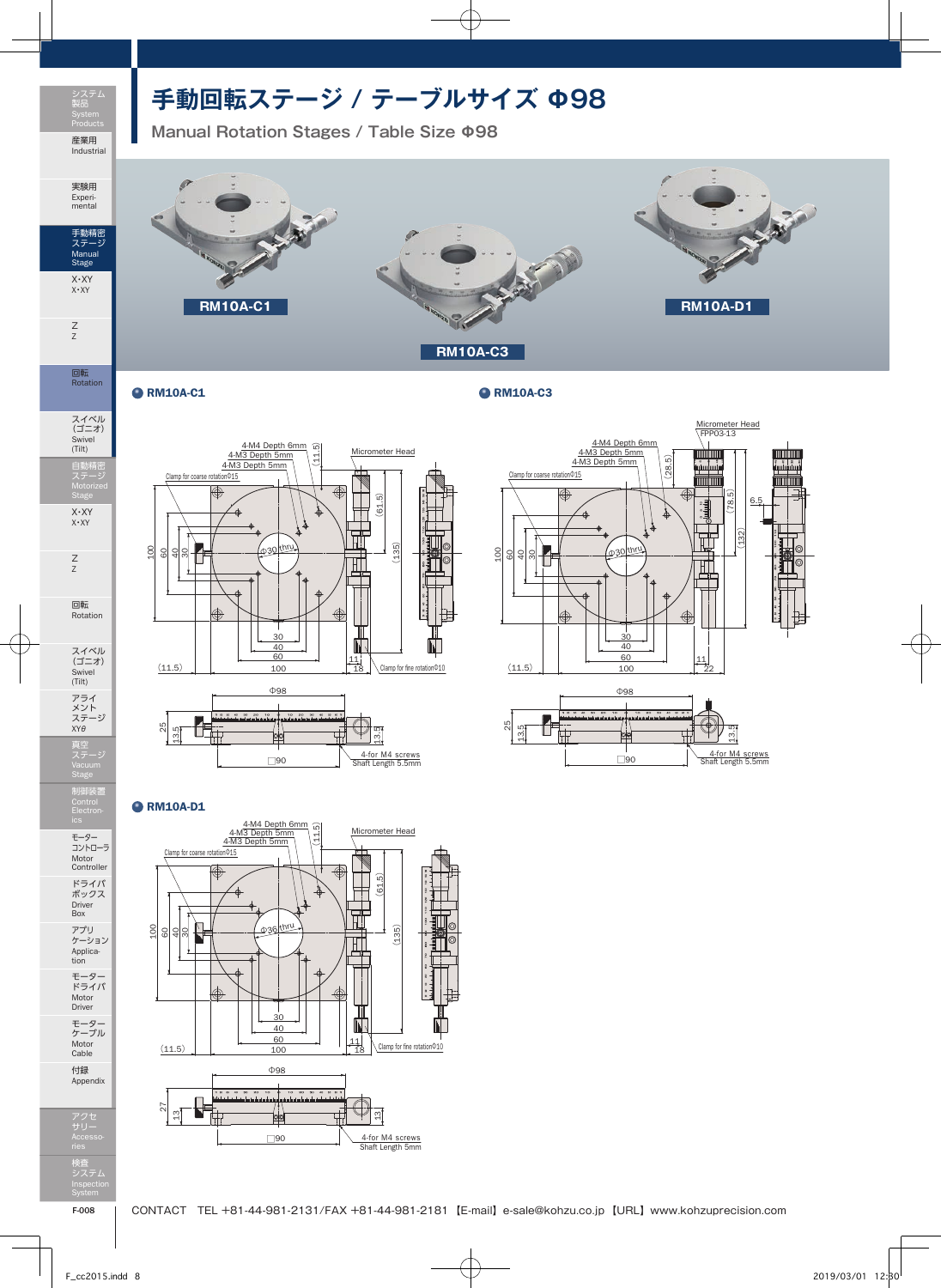# 手動回転ステージ / テーブルサイズ Φ98

Manual Rotation Stages / Table Size Φ98

RM10A-C1

RM10A-C3

RM10A-D1

## RM10A-C1

4-M4 Depth 6mm
4-M3 Depth 5mm
4-M3 Depth 5mm
(11.5)
Micrometer Head
Clamp for coarse rotationΦ15
(61.5)
(135)
100
60
40
30
Φ30 thru
30
40
60
100
(11.5)
11
18
Clamp for fine rotationΦ10
Φ98
25
13.5
13.5
□90
4-for M4 screws
Shaft Length 5.5mm

## RM10A-C3

Micrometer Head
FPP03-13
4-M4 Depth 6mm
4-M3 Depth 5mm
4-M3 Depth 5mm
(28.5)
Clamp for coarse rotationΦ15
(78.5)
6.5
(132)
100
60
40
30
Φ30 thru
30
40
60
100
(11.5)
11
22
Φ98
25
13.5
13.5
□90
4-for M4 screws
Shaft Length 5.5mm

## RM10A-D1

4-M4 Depth 6mm
4-M3 Depth 5mm
4-M3 Depth 5mm
(11.5)
Micrometer Head
Clamp for coarse rotationΦ15
(61.5)
(135)
100
60
40
30
Φ36 thru
30
40
60
100
(11.5)
11
18
Clamp for fine rotationΦ10
Φ98
27
13
13
□90
4-for M4 screws
Shaft Length 5mm

CONTACT TEL +81-44-981-2131/FAX +81-44-981-2181 【E-mail】e-sale@kohzu.co.jp 【URL】www.kohzuprecision.com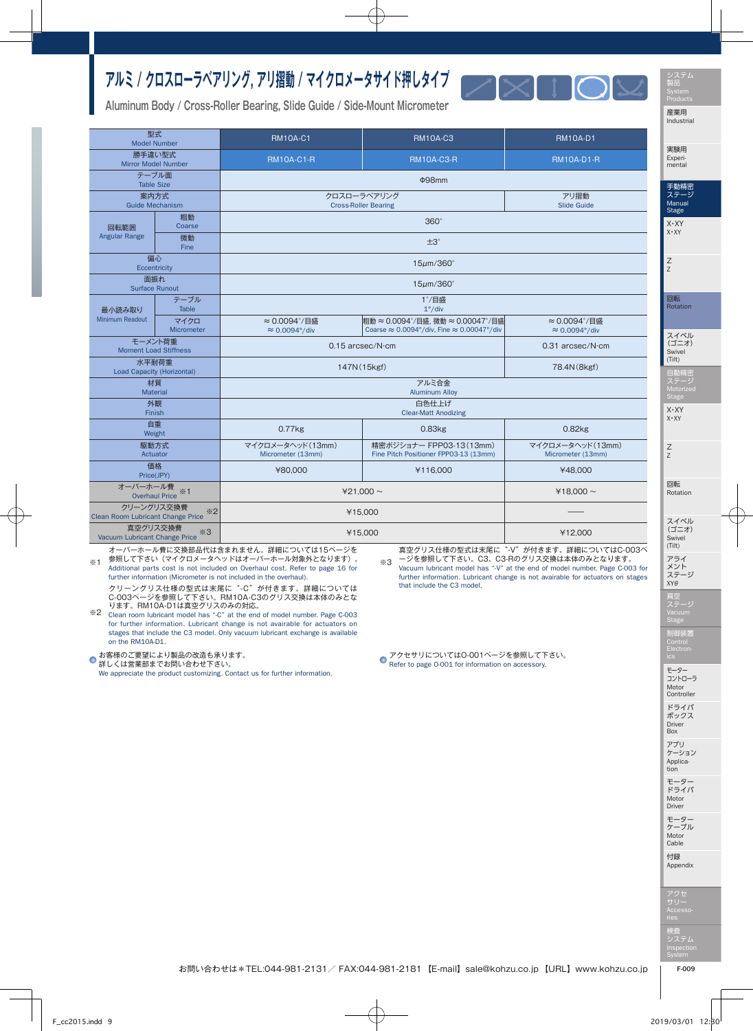# アルミ / クロスローラベアリング, アリ摺動 / マイクロメータサイド押しタイプ

Aluminum Body / Cross-Roller Bearing, Slide Guide / Side-Mount Micrometer

| 型式 Model Number | | RM10A-C1 | RM10A-C3 | RM10A-D1 |
|---|---|---|---|---|
| 勝手違い型式 Mirror Model Number | | RM10A-C1-R | RM10A-C3-R | RM10A-D1-R |
| テーブル面 Table Size | | Φ98mm | | |
| 案内方式 Guide Mechanism | | クロスローラベアリング Cross-Roller Bearing | | アリ摺動 Slide Guide |
| 回転範囲 Angular Range | 粗動 Coarse | 360° | | |
| | 微動 Fine | ±3° | | |
| 偏心 Eccentricity | | 15μm/360° | | |
| 面振れ Surface Runout | | 15μm/360° | | |
| 最小読み取り Minimum Readout | テーブル Table | 1°/目盛 1°/div | | |
| | マイクロ Micrometer | ≈ 0.0094°/目盛 ≈ 0.0094°/div | 粗動 ≈ 0.0094°/目盛, 微動 ≈ 0.00047°/目盛 Coarse ≈ 0.0094°/div, Fine ≈ 0.00047°/div | ≈ 0.0094°/目盛 ≈ 0.0094°/div |
| モーメント荷重 Moment Load Stiffness | | 0.15 arcsec/N·cm | | 0.31 arcsec/N·cm |
| 水平耐荷重 Load Capacity (Horizontal) | | 147N(15kgf) | | 78.4N(8kgf) |
| 材質 Material | | アルミ合金 Aluminum Alloy | | |
| 外観 Finish | | 白色仕上げ Clear-Matt Anodizing | | |
| 自重 Weight | | 0.77kg | 0.83kg | 0.82kg |
| 駆動方式 Actuator | | マイクロメータヘッド(13mm) Micrometer (13mm) | 精密ポジショナー FPP03-13(13mm) Fine Pitch Positioner FPP03-13 (13mm) | マイクロメータヘッド(13mm) Micrometer (13mm) |
| 価格 Price(JPY) | | ¥80,000 | ¥116,000 | ¥48,000 |
| オーバーホール費 Overhaul Price ※1 | | ¥21,000 ~ | | ¥18,000 ~ |
| クリーングリス交換費 Clean Room Lubricant Change Price ※2 | | ¥15,000 | | — |
| 真空グリス交換費 Vacuum Lubricant Change Price ※3 | | ¥15,000 | | ¥12,000 |

※1 オーバーホール費に交換部品代は含まれません。詳細については15ページを参照して下さい（マイクロメータヘッドはオーバーホール対象外となります）。
Additional parts cost is not included on Overhaul cost. Refer to page 16 for further information (Micrometer is not included in the overhaul).

※2 クリーングリス仕様の型式は末尾に "-C" が付きます。詳細についてはC-003ページを参照して下さい。RM10A-C3のグリス交換は本体のみとなります。RM10A-D1は真空グリスのみの対応。
Clean room lubricant model has "-C" at the end of model number. Page C-003 for further information. Lubricant change is not avairable for actuators on stages that include the C3 model. Only vacuum lubricant exchange is available on the RM10A-D1.

※3 真空グリス仕様の型式は末尾に "-V" が付きます。詳細についてはC-003ページを参照して下さい。C3、C3-Rのグリス交換は本体のみとなります。
Vacuum lubricant model has "-V" at the end of model number. Page C-003 for further information. Lubricant change is not avairable for actuators on stages that include the C3 model.

お客様のご要望により製品の改造も承ります。
詳しくは営業部までお問い合わせ下さい。
We appreciate the product customizing. Contact us for further information.

アクセサリについてはO-001ページを参照して下さい。
Refer to page O-001 for information on accessory.

お問い合わせは＊TEL:044-981-2131／ FAX:044-981-2181 【E-mail】sale@kohzu.co.jp 【URL】www.kohzu.co.jp